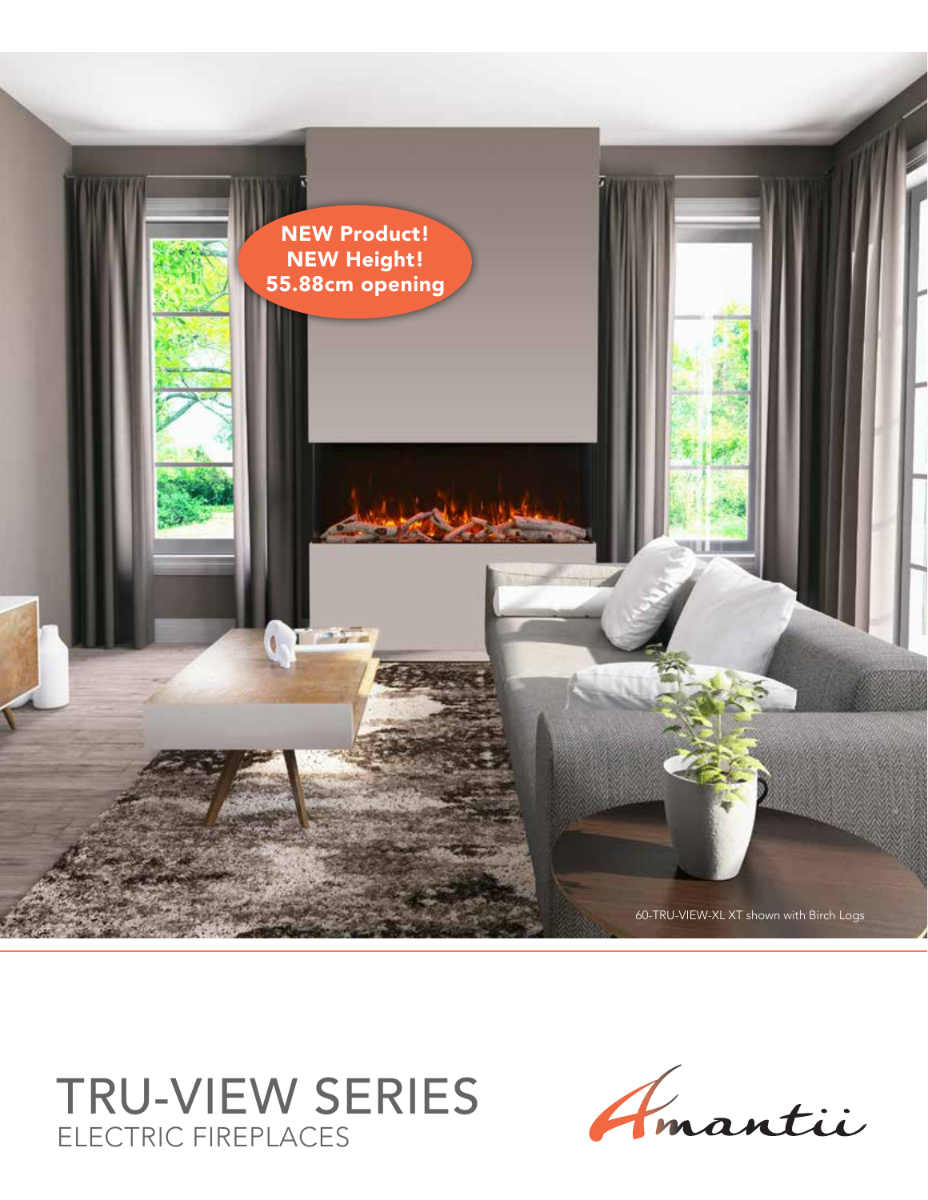NEW Product!
NEW Height!
55.88cm opening

60-TRU-VIEW-XL XT shown with Birch Logs

# TRU-VIEW SERIES
## ELECTRIC FIREPLACES

Amantii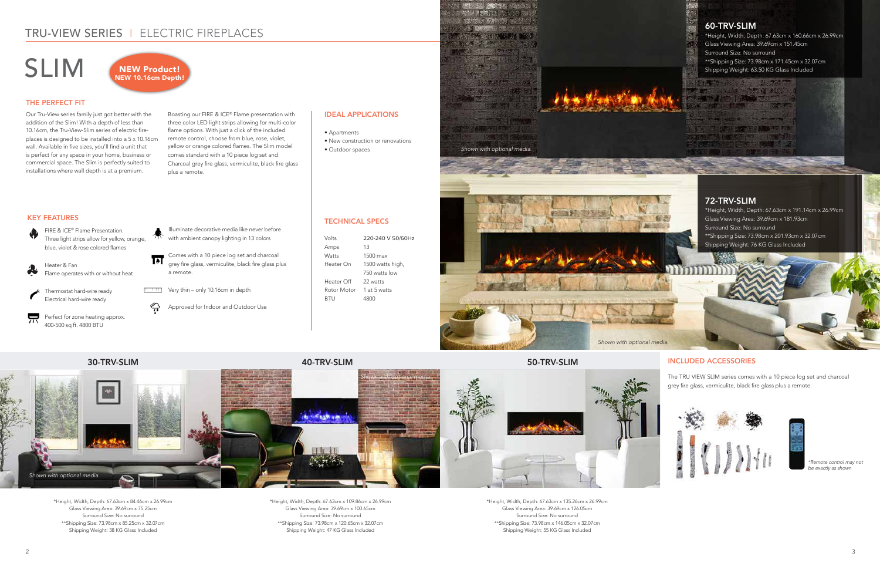# TRU-VIEW SERIES | ELECTRIC FIREPLACES

# SLIM

**NEW Product!**
**NEW 10.16cm Depth!**

## THE PERFECT FIT

Our Tru-View series family just got better with the addition of the Slim! With a depth of less than 10.16cm, the Tru-View-Slim series of electric fire-places is designed to be installed into a 5 x 10.16cm wall. Available in five sizes, you'll find a unit that is perfect for any space in your home, business or commercial space. The Slim is perfectly suited to installations where wall depth is at a premium.

Boasting our FIRE & ICE® Flame presentation with three color LED light strips allowing for multi-color flame options. With just a click of the included remote control, choose from blue, rose, violet, yellow or orange colored flames. The Slim model comes standard with a 10 piece log set and Charcoal grey fire glass, vermiculite, black fire glass plus a remote.

## IDEAL APPLICATIONS

- Apartments
- New construction or renovations
- Outdoor spaces

## KEY FEATURES

- FIRE & ICE® Flame Presentation. Three light strips allow for yellow, orange, blue, violet & rose colored flames
- Heater & Fan Flame operates with or without heat
- Thermostat hard-wire ready Electrical hard-wire ready
- Perfect for zone heating approx. 400-500 sq ft. 4800 BTU
- Illuminate decorative media like never before with ambient canopy lighting in 13 colors
- Comes with a 10 piece log set and charcoal grey fire glass, vermiculite, black fire glass plus a remote.
- Very thin – only 10.16cm in depth
- Approved for Indoor and Outdoor Use

## TECHNICAL SPECS

| | |
|---|---|
| Volts | 220-240 V 50/60Hz |
| Amps | 13 |
| Watts | 1500 max |
| Heater On | 1500 watts high, 750 watts low |
| Heater Off | 22 watts |
| Rotor Motor | 1 at 5 watts |
| BTU | 4800 |

## 60-TRV-SLIM

*Height, Width, Depth: 67.63cm x 160.66cm x 26.99cm
Glass Viewing Area: 39.69cm x 151.45cm
Surround Size: No surround
**Shipping Size: 73.98cm x 171.45cm x 32.07cm
Shipping Weight: 63.50 KG Glass Included

*Shown with optional media.*

## 72-TRV-SLIM

*Height, Width, Depth: 67.63cm x 191.14cm x 26.99cm
Glass Viewing Area: 39.69cm x 181.93cm
Surround Size: No surround
**Shipping Size: 73.98cm x 201.93cm x 32.07cm
Shipping Weight: 76 KG Glass Included

*Shown with optional media.*

## 30-TRV-SLIM

*Shown with optional media.*

*Height, Width, Depth: 67.63cm x 84.46cm x 26.99cm
Glass Viewing Area: 39.69cm x 75.25cm
Surround Size: No surround
**Shipping Size: 73.98cm x 85.25cm x 32.07cm
Shipping Weight: 38 KG Glass Included

## 40-TRV-SLIM

*Shown with optional media.*

*Height, Width, Depth: 67.63cm x 109.86cm x 26.99cm
Glass Viewing Area: 39.69cm x 100.65cm
Surround Size: No surround
**Shipping Size: 73.98cm x 120.65cm x 32.07cm
Shipping Weight: 47 KG Glass Included

## 50-TRV-SLIM

*Height, Width, Depth: 67.63cm x 135.26cm x 26.99cm
Glass Viewing Area: 39.69cm x 126.05cm
Surround Size: No surround
**Shipping Size: 73.98cm x 146.05cm x 32.07cm
Shipping Weight: 55 KG Glass Included

## INCLUDED ACCESSORIES

The TRU VIEW SLIM series comes with a 10 piece log set and charcoal grey fire glass, vermiculite, black fire glass plus a remote.

*\*Remote control may not be exactly as shown*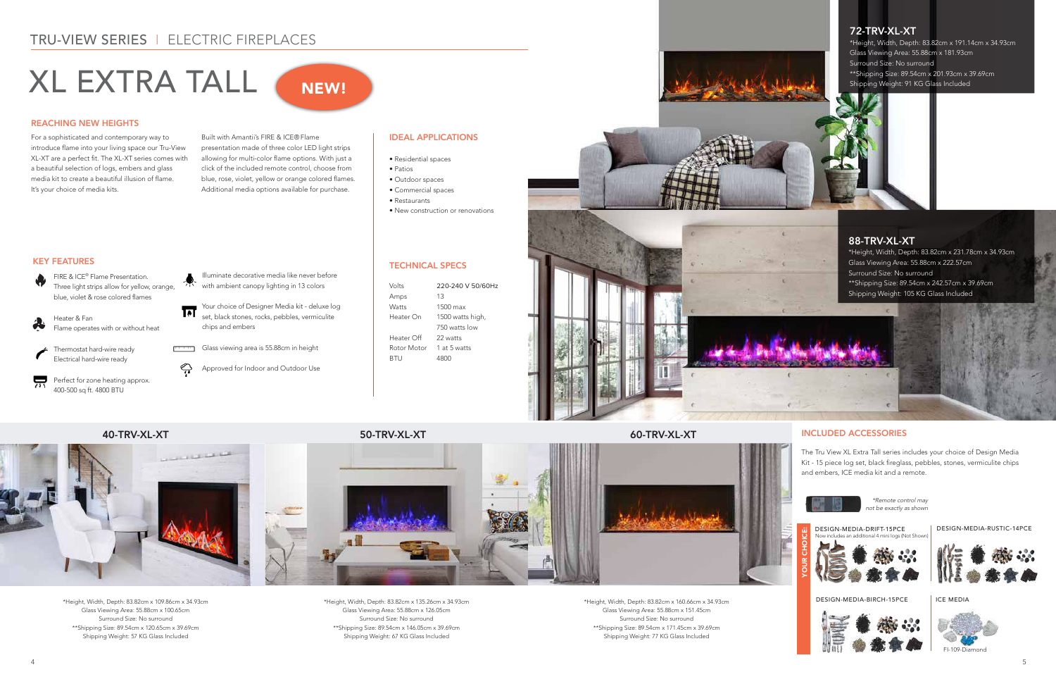## TRU-VIEW SERIES | ELECTRIC FIREPLACES

# XL EXTRA TALL

NEW!

### REACHING NEW HEIGHTS

For a sophisticated and contemporary way to introduce flame into your living space our Tru-View XL-XT are a perfect fit. The XL-XT series comes with a beautiful selection of logs, embers and glass media kit to create a beautiful illusion of flame. It's your choice of media kits.

Built with Amantii's FIRE & ICE® Flame presentation made of three color LED light strips allowing for multi-color flame options. With just a click of the included remote control, choose from blue, rose, violet, yellow or orange colored flames. Additional media options available for purchase.

### IDEAL APPLICATIONS

- Residential spaces
- Patios
- Outdoor spaces
- Commercial spaces
- Restaurants
- New construction or renovations

### KEY FEATURES

- FIRE & ICE® Flame Presentation. Three light strips allow for yellow, orange, blue, violet & rose colored flames
- Heater & Fan. Flame operates with or without heat
- Thermostat hard-wire ready. Electrical hard-wire ready
- Perfect for zone heating approx. 400-500 sq ft. 4800 BTU
- Illuminate decorative media like never before with ambient canopy lighting in 13 colors
- Your choice of Designer Media kit - deluxe log set, black stones, rocks, pebbles, vermiculite chips and embers
- Glass viewing area is 55.88cm in height
- Approved for Indoor and Outdoor Use

### TECHNICAL SPECS

| | |
|---|---|
| Volts | 220-240 V 50/60Hz |
| Amps | 13 |
| Watts | 1500 max |
| Heater On | 1500 watts high, 750 watts low |
| Heater Off | 22 watts |
| Rotor Motor | 1 at 5 watts |
| BTU | 4800 |

### 72-TRV-XL-XT

*Height, Width, Depth: 83.82cm x 191.14cm x 34.93cm
Glass Viewing Area: 55.88cm x 181.93cm
Surround Size: No surround
**Shipping Size: 89.54cm x 201.93cm x 39.69cm
Shipping Weight: 91 KG Glass Included

### 88-TRV-XL-XT

*Height, Width, Depth: 83.82cm x 231.78cm x 34.93cm
Glass Viewing Area: 55.88cm x 222.57cm
Surround Size: No surround
**Shipping Size: 89.54cm x 242.57cm x 39.69cm
Shipping Weight: 105 KG Glass Included

### 40-TRV-XL-XT

*Height, Width, Depth: 83.82cm x 109.86cm x 34.93cm
Glass Viewing Area: 55.88cm x 100.65cm
Surround Size: No surround
**Shipping Size: 89.54cm x 120.65cm x 39.69cm
Shipping Weight: 57 KG Glass Included

### 50-TRV-XL-XT

*Height, Width, Depth: 83.82cm x 135.26cm x 34.93cm
Glass Viewing Area: 55.88cm x 126.05cm
Surround Size: No surround
**Shipping Size: 89.54cm x 146.05cm x 39.69cm
Shipping Weight: 67 KG Glass Included

### 60-TRV-XL-XT

*Height, Width, Depth: 83.82cm x 160.66cm x 34.93cm
Glass Viewing Area: 55.88cm x 151.45cm
Surround Size: No surround
**Shipping Size: 89.54cm x 171.45cm x 39.69cm
Shipping Weight: 77 KG Glass Included

### INCLUDED ACCESSORIES

The Tru View XL Extra Tall series includes your choice of Design Media Kit - 15 piece log set, black fireglass, pebbles, stones, vermiculite chips and embers, ICE media kit and a remote.

*Remote control may not be exactly as shown*

YOUR CHOICE:

- DESIGN-MEDIA-DRIFT-15PCE — Now includes an additional 4 mini logs (Not Shown)
- DESIGN-MEDIA-RUSTIC-14PCE
- DESIGN-MEDIA-BIRCH-15PCE
- ICE MEDIA — FI-109-Diamond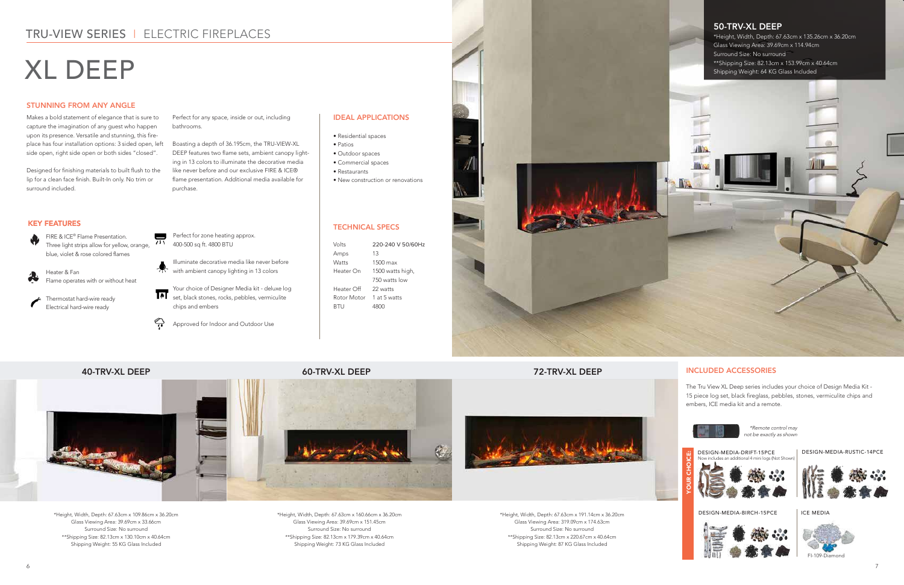## TRU-VIEW SERIES | ELECTRIC FIREPLACES

# XL DEEP

### STUNNING FROM ANY ANGLE

Makes a bold statement of elegance that is sure to capture the imagination of any guest who happen upon its presence. Versatile and stunning, this fire-place has four installation options: 3 sided open, left side open, right side open or both sides "closed".

Designed for finishing materials to built flush to the lip for a clean face finish. Built-In only. No trim or surround included.

Perfect for any space, inside or out, including bathrooms.

Boasting a depth of 36.195cm, the TRU-VIEW-XL DEEP features two flame sets, ambient canopy lighting in 13 colors to illuminate the decorative media like never before and our exclusive FIRE & ICE® flame presentation. Additional media available for purchase.

### IDEAL APPLICATIONS

- Residential spaces
- Patios
- Outdoor spaces
- Commercial spaces
- Restaurants
- New construction or renovations

### KEY FEATURES

- FIRE & ICE® Flame Presentation. Three light strips allow for yellow, orange, blue, violet & rose colored flames
- Heater & Fan  
  Flame operates with or without heat
- Thermostat hard-wire ready  
  Electrical hard-wire ready
- Perfect for zone heating approx. 400-500 sq ft. 4800 BTU
- Illuminate decorative media like never before with ambient canopy lighting in 13 colors
- Your choice of Designer Media kit - deluxe log set, black stones, rocks, pebbles, vermiculite chips and embers
- Approved for Indoor and Outdoor Use

### TECHNICAL SPECS

| | |
|---|---|
| Volts | 220-240 V 50/60Hz |
| Amps | 13 |
| Watts | 1500 max |
| Heater On | 1500 watts high, 750 watts low |
| Heater Off | 22 watts |
| Rotor Motor | 1 at 5 watts |
| BTU | 4800 |

### 50-TRV-XL DEEP

*Height, Width, Depth: 67.63cm x 135.26cm x 36.20cm  
Glass Viewing Area: 39.69cm x 114.94cm  
Surround Size: No surround  
**Shipping Size: 82.13cm x 153.99cm x 40.64cm  
Shipping Weight: 64 KG Glass Included

### 40-TRV-XL DEEP

*Height, Width, Depth: 67.63cm x 109.86cm x 36.20cm  
Glass Viewing Area: 39.69cm x 33.66cm  
Surround Size: No surround  
**Shipping Size: 82.13cm x 130.10cm x 40.64cm  
Shipping Weight: 55 KG Glass Included

### 60-TRV-XL DEEP

*Height, Width, Depth: 67.63cm x 160.66cm x 36.20cm  
Glass Viewing Area: 39.69cm x 151.45cm  
Surround Size: No surround  
**Shipping Size: 82.13cm x 179.39cm x 40.64cm  
Shipping Weight: 73 KG Glass Included

### 72-TRV-XL DEEP

*Height, Width, Depth: 67.63cm x 191.14cm x 36.20cm  
Glass Viewing Area: 319.09cm x 174.63cm  
Surround Size: No surround  
**Shipping Size: 82.13cm x 220.67cm x 40.64cm  
Shipping Weight: 87 KG Glass Included

### INCLUDED ACCESSORIES

The Tru View XL Deep series includes your choice of Design Media Kit - 15 piece log set, black fireglass, pebbles, stones, vermiculite chips and embers, ICE media kit and a remote.

*Remote control may not be exactly as shown*

YOUR CHOICE:

- DESIGN-MEDIA-DRIFT-15PCE  
  Now includes an additional 4 mini logs (Not Shown)
- DESIGN-MEDIA-RUSTIC-14PCE
- DESIGN-MEDIA-BIRCH-15PCE
- ICE MEDIA  
  FI-109-Diamond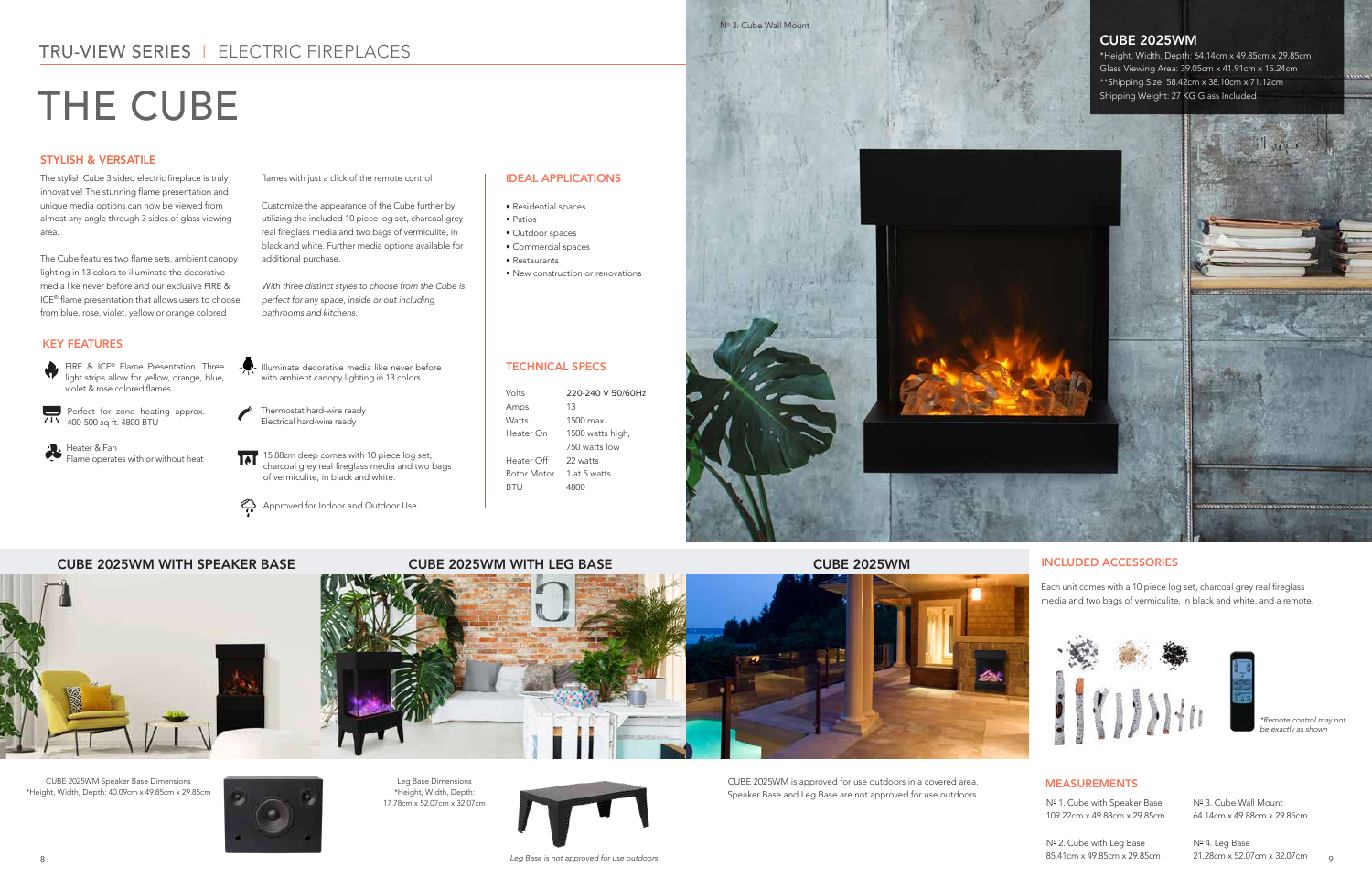## TRU-VIEW SERIES | ELECTRIC FIREPLACES

# THE CUBE

### STYLISH & VERSATILE

The stylish Cube 3 sided electric fireplace is truly innovative! The stunning flame presentation and unique media options can now be viewed from almost any angle through 3 sides of glass viewing area.

The Cube features two flame sets, ambient canopy lighting in 13 colors to illuminate the decorative media like never before and our exclusive FIRE & ICE® flame presentation that allows users to choose from blue, rose, violet, yellow or orange colored flames with just a click of the remote control

Customize the appearance of the Cube further by utilizing the included 10 piece log set, charcoal grey real fireglass media and two bags of vermiculite, in black and white. Further media options available for additional purchase.

*With three distinct styles to choose from the Cube is perfect for any space, inside or out including bathrooms and kitchens.*

### IDEAL APPLICATIONS

- Residential spaces
- Patios
- Outdoor spaces
- Commercial spaces
- Restaurants
- New construction or renovations

### KEY FEATURES

- FIRE & ICE® Flame Presentation. Three light strips allow for yellow, orange, blue, violet & rose colored flames
- Perfect for zone heating approx. 400-500 sq ft. 4800 BTU
- Heater & Fan. Flame operates with or without heat
- Illuminate decorative media like never before with ambient canopy lighting in 13 colors
- Thermostat hard-wire ready. Electrical hard-wire ready
- 15.88cm deep comes with 10 piece log set, charcoal grey real fireglass media and two bags of vermiculite, in black and white.
- Approved for Indoor and Outdoor Use

### TECHNICAL SPECS

| | |
|---|---|
| Volts | 220-240 V 50/60Hz |
| Amps | 13 |
| Watts | 1500 max |
| Heater On | 1500 watts high, 750 watts low |
| Heater Off | 22 watts |
| Rotor Motor | 1 at 5 watts |
| BTU | 4800 |

№ 3. Cube Wall Mount

### CUBE 2025WM

*Height, Width, Depth: 64.14cm x 49.85cm x 29.85cm
Glass Viewing Area: 39.05cm x 41.91cm x 15.24cm
**Shipping Size: 58.42cm x 38.10cm x 71.12cm
Shipping Weight: 27 KG Glass Included

### CUBE 2025WM WITH SPEAKER BASE

CUBE 2025WM Speaker Base Dimensions
*Height, Width, Depth: 40.09cm x 49.85cm x 29.85cm

### CUBE 2025WM WITH LEG BASE

Leg Base Dimensions
*Height, Width, Depth:
17.78cm x 52.07cm x 32.07cm

*Leg Base is not approved for use outdoors.*

### CUBE 2025WM

CUBE 2025WM is approved for use outdoors in a covered area. Speaker Base and Leg Base are not approved for use outdoors.

### INCLUDED ACCESSORIES

Each unit comes with a 10 piece log set, charcoal grey real fireglass media and two bags of vermiculite, in black and white, and a remote.

*\*Remote control may not be exactly as shown*

### MEASUREMENTS

№ 1. Cube with Speaker Base
109.22cm x 49.88cm x 29.85cm

№ 2. Cube with Leg Base
85.41cm x 49.85cm x 29.85cm

№ 3. Cube Wall Mount
64.14cm x 49.88cm x 29.85cm

№ 4. Leg Base
21.28cm x 52.07cm x 32.07cm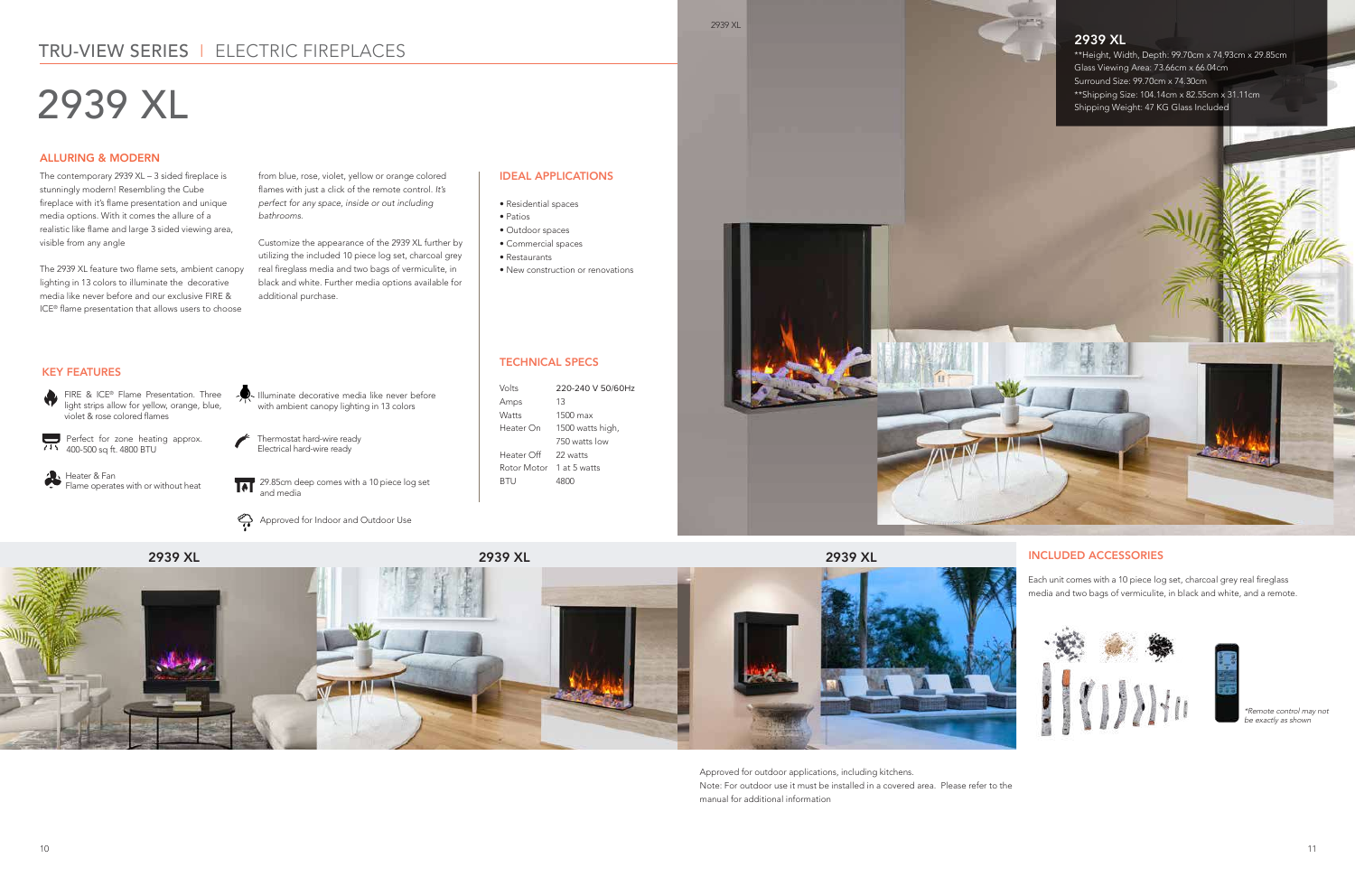## TRU-VIEW SERIES | ELECTRIC FIREPLACES

# 2939 XL

### ALLURING & MODERN

The contemporary 2939 XL – 3 sided fireplace is stunningly modern! Resembling the Cube fireplace with it's flame presentation and unique media options. With it comes the allure of a realistic like flame and large 3 sided viewing area, visible from any angle

The 2939 XL feature two flame sets, ambient canopy lighting in 13 colors to illuminate the decorative media like never before and our exclusive FIRE & ICE® flame presentation that allows users to choose from blue, rose, violet, yellow or orange colored flames with just a click of the remote control. *It's perfect for any space, inside or out including bathrooms.*

Customize the appearance of the 2939 XL further by utilizing the included 10 piece log set, charcoal grey real fireglass media and two bags of vermiculite, in black and white. Further media options available for additional purchase.

### IDEAL APPLICATIONS

- Residential spaces
- Patios
- Outdoor spaces
- Commercial spaces
- Restaurants
- New construction or renovations

### KEY FEATURES

- FIRE & ICE® Flame Presentation. Three light strips allow for yellow, orange, blue, violet & rose colored flames
- Illuminate decorative media like never before with ambient canopy lighting in 13 colors
- Perfect for zone heating approx. 400-500 sq ft. 4800 BTU
- Thermostat hard-wire ready
  Electrical hard-wire ready
- Heater & Fan
  Flame operates with or without heat
- 29.85cm deep comes with a 10 piece log set and media
- Approved for Indoor and Outdoor Use

### TECHNICAL SPECS

| | |
|---|---|
| Volts | 220-240 V 50/60Hz |
| Amps | 13 |
| Watts | 1500 max |
| Heater On | 1500 watts high, 750 watts low |
| Heater Off | 22 watts |
| Rotor Motor | 1 at 5 watts |
| BTU | 4800 |

2939 XL

### 2939 XL

**Height, Width, Depth: 99.70cm x 74.93cm x 29.85cm
Glass Viewing Area: 73.66cm x 66.04cm
Surround Size: 99.70cm x 74.30cm
**Shipping Size: 104.14cm x 82.55cm x 31.11cm
Shipping Weight: 47 KG Glass Included

**2939 XL**

**2939 XL**

**2939 XL**

### INCLUDED ACCESSORIES

Each unit comes with a 10 piece log set, charcoal grey real fireglass media and two bags of vermiculite, in black and white, and a remote.

**Remote control may not be exactly as shown*

Approved for outdoor applications, including kitchens.
Note: For outdoor use it must be installed in a covered area. Please refer to the manual for additional information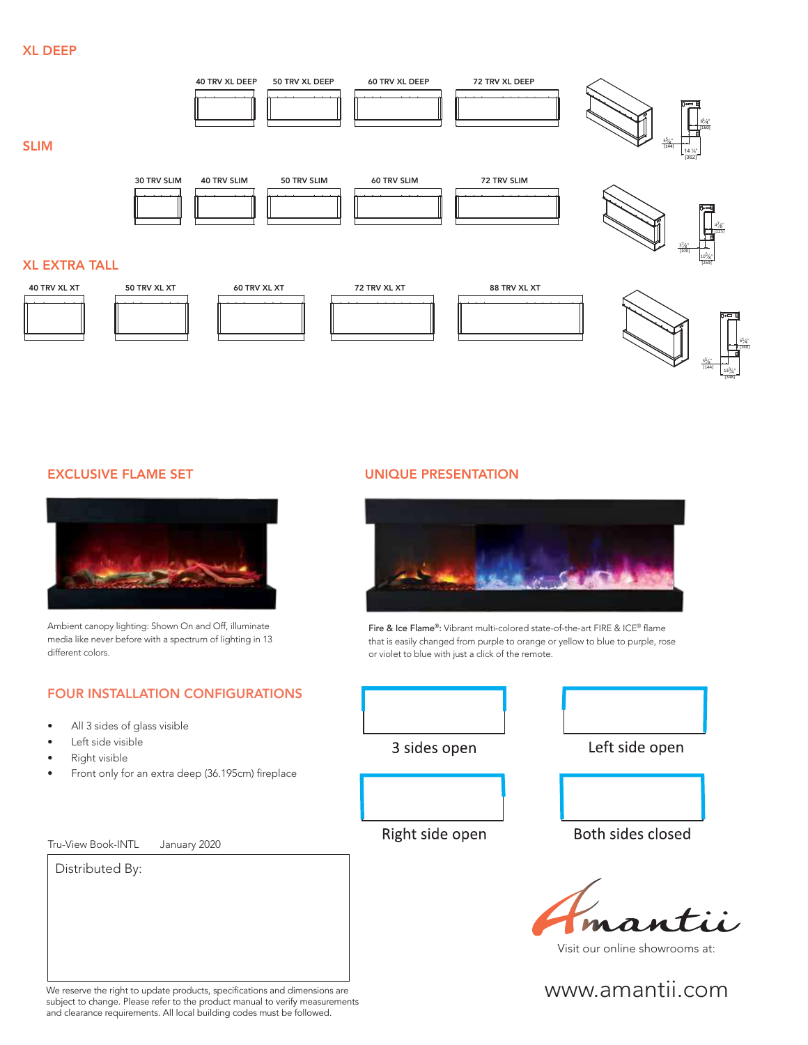## XL DEEP

40 TRV XL DEEP

50 TRV XL DEEP

60 TRV XL DEEP

72 TRV XL DEEP

## SLIM

30 TRV SLIM

40 TRV SLIM

50 TRV SLIM

60 TRV SLIM

72 TRV SLIM

## XL EXTRA TALL

40 TRV XL XT

50 TRV XL XT

60 TRV XL XT

72 TRV XL XT

88 TRV XL XT

## EXCLUSIVE FLAME SET

Ambient canopy lighting: Shown On and Off, illuminate media like never before with a spectrum of lighting in 13 different colors.

## UNIQUE PRESENTATION

Fire & Ice Flame®: Vibrant multi-colored state-of-the-art FIRE & ICE® flame that is easily changed from purple to orange or yellow to blue to purple, rose or violet to blue with just a click of the remote.

## FOUR INSTALLATION CONFIGURATIONS

- All 3 sides of glass visible
- Left side visible
- Right visible
- Front only for an extra deep (36.195cm) fireplace

3 sides open

Left side open

Right side open

Both sides closed

Tru-View Book-INTL January 2020

Distributed By:

We reserve the right to update products, specifications and dimensions are subject to change. Please refer to the product manual to verify measurements and clearance requirements. All local building codes must be followed.

Amantii

Visit our online showrooms at:

www.amantii.com